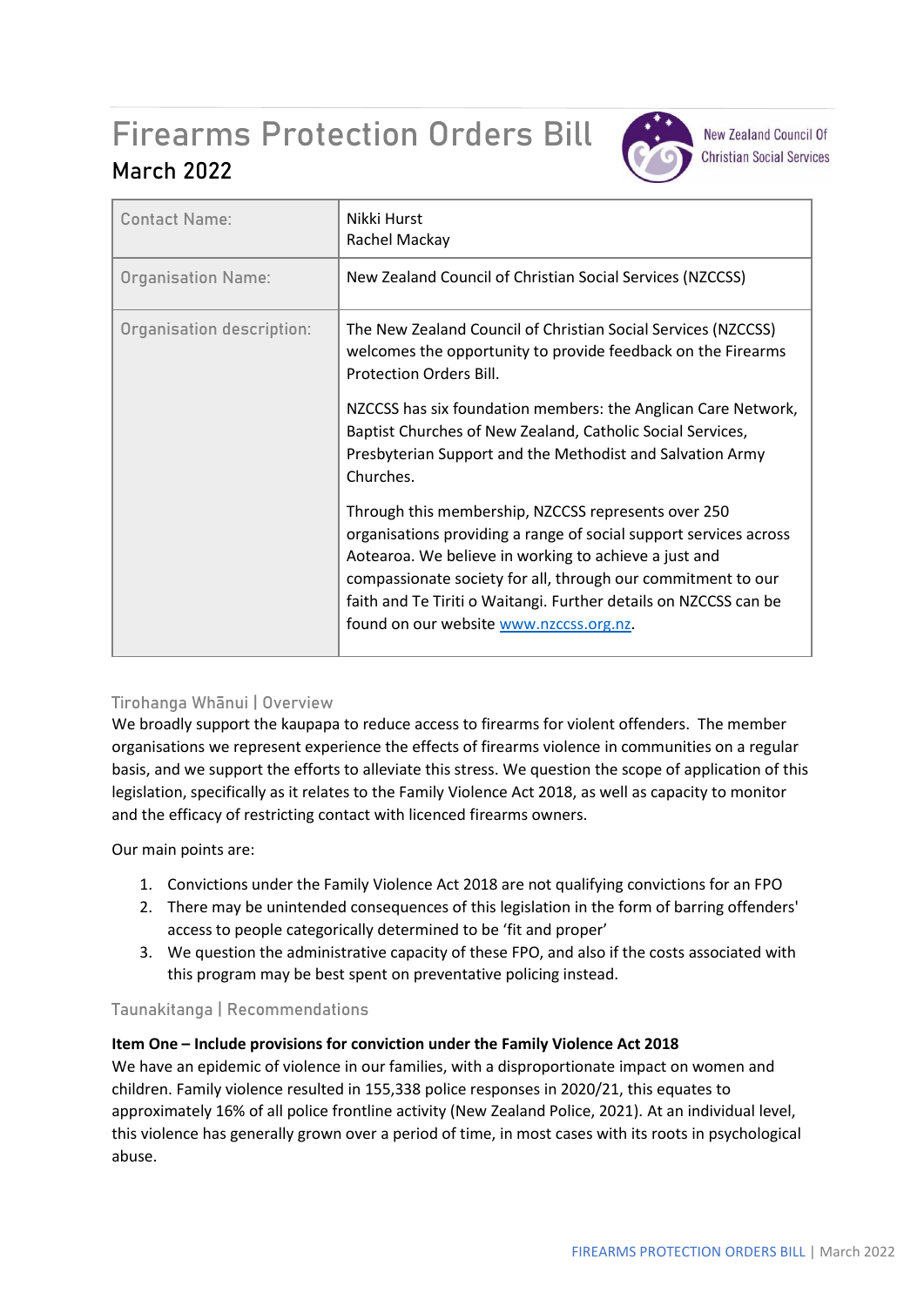# Firearms Protection Orders Bill

## March 2022

New Zealand Council Of Christian Social Services

| Contact Name: | Nikki Hurst<br>Rachel Mackay |
|---|---|
| Organisation Name: | New Zealand Council of Christian Social Services (NZCCSS) |
| Organisation description: | The New Zealand Council of Christian Social Services (NZCCSS) welcomes the opportunity to provide feedback on the Firearms Protection Orders Bill.<br><br>NZCCSS has six foundation members: the Anglican Care Network, Baptist Churches of New Zealand, Catholic Social Services, Presbyterian Support and the Methodist and Salvation Army Churches.<br><br>Through this membership, NZCCSS represents over 250 organisations providing a range of social support services across Aotearoa. We believe in working to achieve a just and compassionate society for all, through our commitment to our faith and Te Tiriti o Waitangi. Further details on NZCCSS can be found on our website [www.nzccss.org.nz](http://www.nzccss.org.nz). |

### Tirohanga Whānui | Overview

We broadly support the kaupapa to reduce access to firearms for violent offenders. The member organisations we represent experience the effects of firearms violence in communities on a regular basis, and we support the efforts to alleviate this stress. We question the scope of application of this legislation, specifically as it relates to the Family Violence Act 2018, as well as capacity to monitor and the efficacy of restricting contact with licenced firearms owners.

Our main points are:

1. Convictions under the Family Violence Act 2018 are not qualifying convictions for an FPO
2. There may be unintended consequences of this legislation in the form of barring offenders' access to people categorically determined to be 'fit and proper'
3. We question the administrative capacity of these FPO, and also if the costs associated with this program may be best spent on preventative policing instead.

### Taunakitanga | Recommendations

**Item One – Include provisions for conviction under the Family Violence Act 2018**

We have an epidemic of violence in our families, with a disproportionate impact on women and children. Family violence resulted in 155,338 police responses in 2020/21, this equates to approximately 16% of all police frontline activity (New Zealand Police, 2021). At an individual level, this violence has generally grown over a period of time, in most cases with its roots in psychological abuse.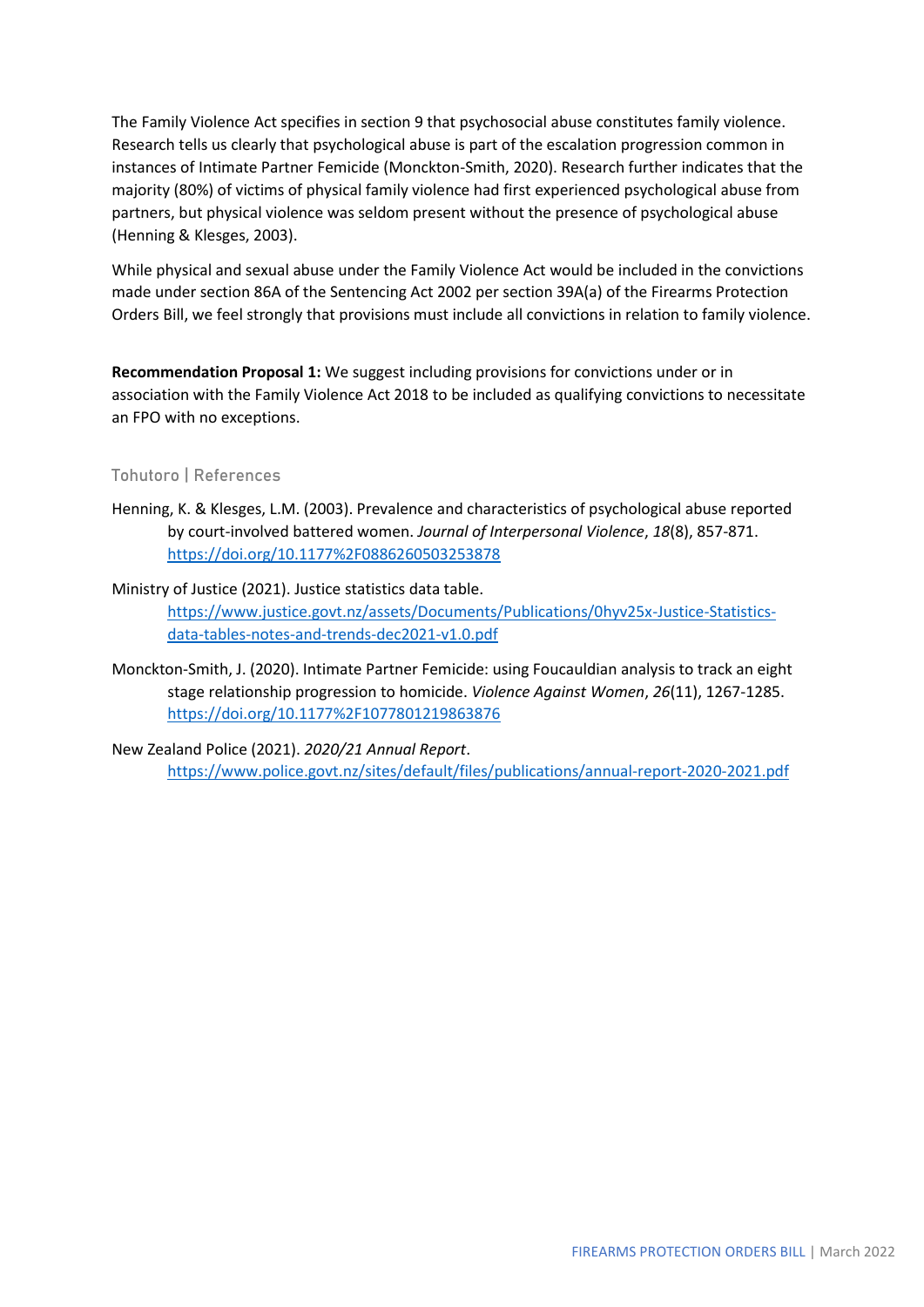The Family Violence Act specifies in section 9 that psychosocial abuse constitutes family violence. Research tells us clearly that psychological abuse is part of the escalation progression common in instances of Intimate Partner Femicide (Monckton-Smith, 2020). Research further indicates that the majority (80%) of victims of physical family violence had first experienced psychological abuse from partners, but physical violence was seldom present without the presence of psychological abuse (Henning & Klesges, 2003).

While physical and sexual abuse under the Family Violence Act would be included in the convictions made under section 86A of the Sentencing Act 2002 per section 39A(a) of the Firearms Protection Orders Bill, we feel strongly that provisions must include all convictions in relation to family violence.

**Recommendation Proposal 1:** We suggest including provisions for convictions under or in association with the Family Violence Act 2018 to be included as qualifying convictions to necessitate an FPO with no exceptions.

## Tohutoro | References

Henning, K. & Klesges, L.M. (2003). Prevalence and characteristics of psychological abuse reported by court-involved battered women. *Journal of Interpersonal Violence*, *18*(8), 857-871. https://doi.org/10.1177%2F0886260503253878

Ministry of Justice (2021). Justice statistics data table. https://www.justice.govt.nz/assets/Documents/Publications/0hyv25x-Justice-Statistics-data-tables-notes-and-trends-dec2021-v1.0.pdf

Monckton-Smith, J. (2020). Intimate Partner Femicide: using Foucauldian analysis to track an eight stage relationship progression to homicide. *Violence Against Women*, *26*(11), 1267-1285. https://doi.org/10.1177%2F1077801219863876

New Zealand Police (2021). *2020/21 Annual Report*. https://www.police.govt.nz/sites/default/files/publications/annual-report-2020-2021.pdf